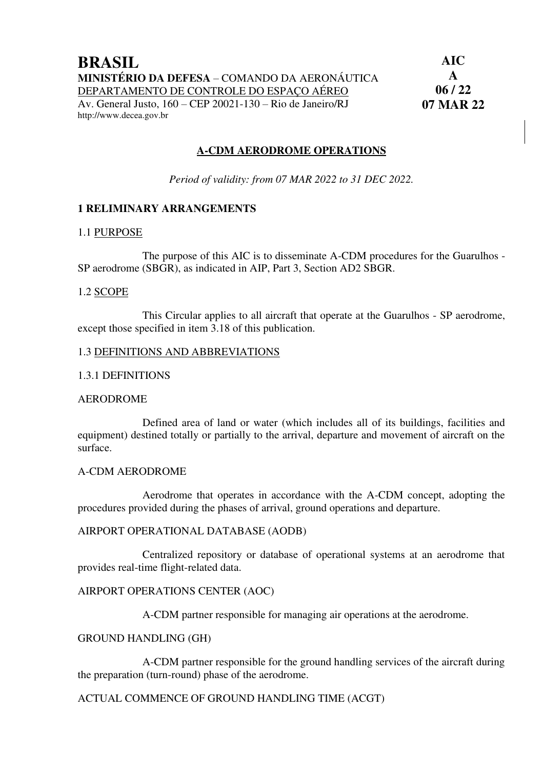**BRASIL**
**MINISTÉRIO DA DEFESA** – COMANDO DA AERONÁUTICA
DEPARTAMENTO DE CONTROLE DO ESPAÇO AÉREO
Av. General Justo, 160 – CEP 20021-130 – Rio de Janeiro/RJ
http://www.decea.gov.br

**AIC**
**A**
**06 / 22**
**07 MAR 22**

## A-CDM AERODROME OPERATIONS

*Period of validity: from 07 MAR 2022 to 31 DEC 2022.*

### 1 RELIMINARY ARRANGEMENTS

#### 1.1 PURPOSE

The purpose of this AIC is to disseminate A-CDM procedures for the Guarulhos - SP aerodrome (SBGR), as indicated in AIP, Part 3, Section AD2 SBGR.

#### 1.2 SCOPE

This Circular applies to all aircraft that operate at the Guarulhos - SP aerodrome, except those specified in item 3.18 of this publication.

#### 1.3 DEFINITIONS AND ABBREVIATIONS

##### 1.3.1 DEFINITIONS

AERODROME

Defined area of land or water (which includes all of its buildings, facilities and equipment) destined totally or partially to the arrival, departure and movement of aircraft on the surface.

A-CDM AERODROME

Aerodrome that operates in accordance with the A-CDM concept, adopting the procedures provided during the phases of arrival, ground operations and departure.

AIRPORT OPERATIONAL DATABASE (AODB)

Centralized repository or database of operational systems at an aerodrome that provides real-time flight-related data.

AIRPORT OPERATIONS CENTER (AOC)

A-CDM partner responsible for managing air operations at the aerodrome.

GROUND HANDLING (GH)

A-CDM partner responsible for the ground handling services of the aircraft during the preparation (turn-round) phase of the aerodrome.

ACTUAL COMMENCE OF GROUND HANDLING TIME (ACGT)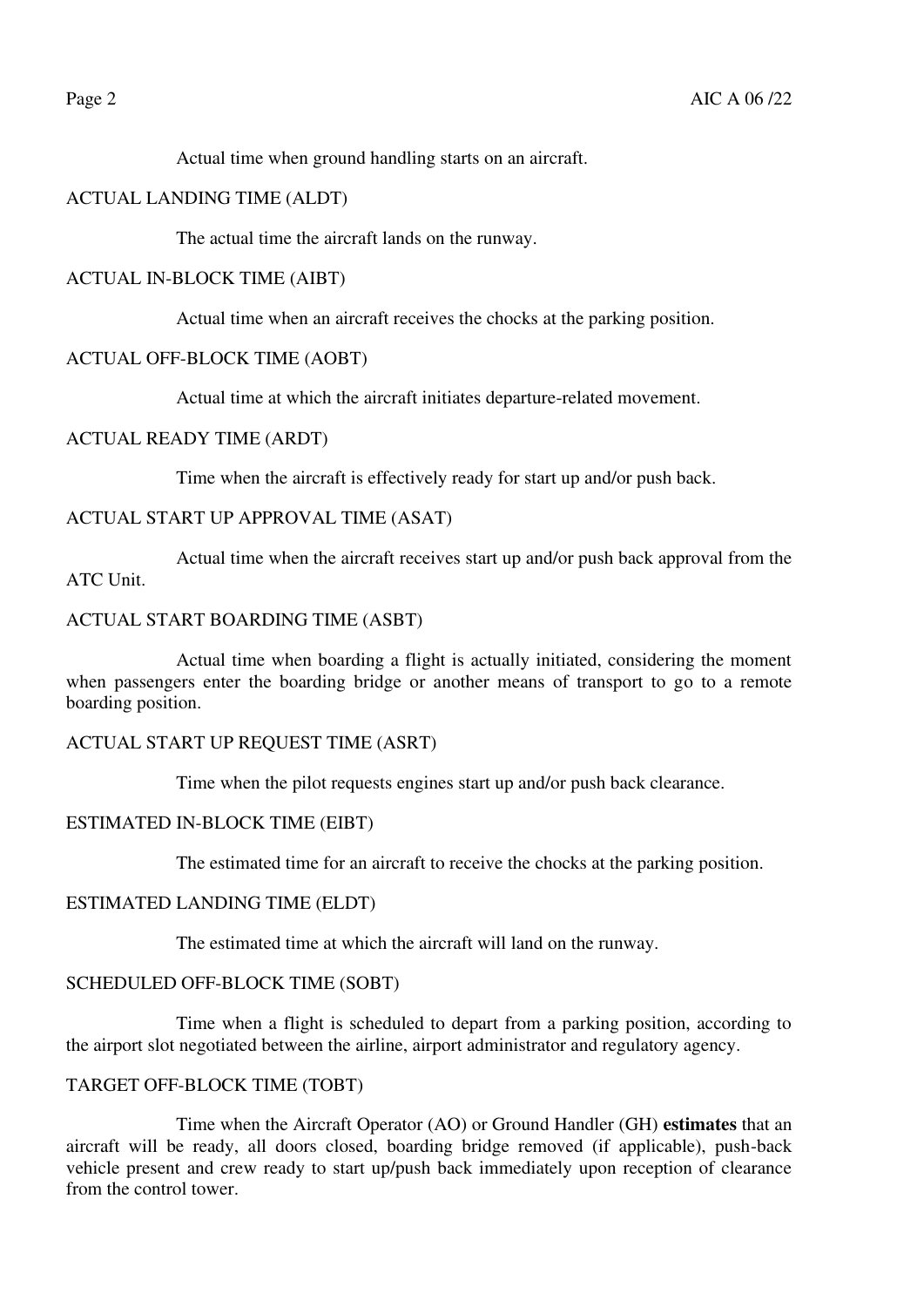Actual time when ground handling starts on an aircraft.

ACTUAL LANDING TIME (ALDT)

The actual time the aircraft lands on the runway.

ACTUAL IN-BLOCK TIME (AIBT)

Actual time when an aircraft receives the chocks at the parking position.

ACTUAL OFF-BLOCK TIME (AOBT)

Actual time at which the aircraft initiates departure-related movement.

ACTUAL READY TIME (ARDT)

Time when the aircraft is effectively ready for start up and/or push back.

ACTUAL START UP APPROVAL TIME (ASAT)

Actual time when the aircraft receives start up and/or push back approval from the ATC Unit.

ACTUAL START BOARDING TIME (ASBT)

Actual time when boarding a flight is actually initiated, considering the moment when passengers enter the boarding bridge or another means of transport to go to a remote boarding position.

ACTUAL START UP REQUEST TIME (ASRT)

Time when the pilot requests engines start up and/or push back clearance.

ESTIMATED IN-BLOCK TIME (EIBT)

The estimated time for an aircraft to receive the chocks at the parking position.

ESTIMATED LANDING TIME (ELDT)

The estimated time at which the aircraft will land on the runway.

SCHEDULED OFF-BLOCK TIME (SOBT)

Time when a flight is scheduled to depart from a parking position, according to the airport slot negotiated between the airline, airport administrator and regulatory agency.

TARGET OFF-BLOCK TIME (TOBT)

Time when the Aircraft Operator (AO) or Ground Handler (GH) **estimates** that an aircraft will be ready, all doors closed, boarding bridge removed (if applicable), push-back vehicle present and crew ready to start up/push back immediately upon reception of clearance from the control tower.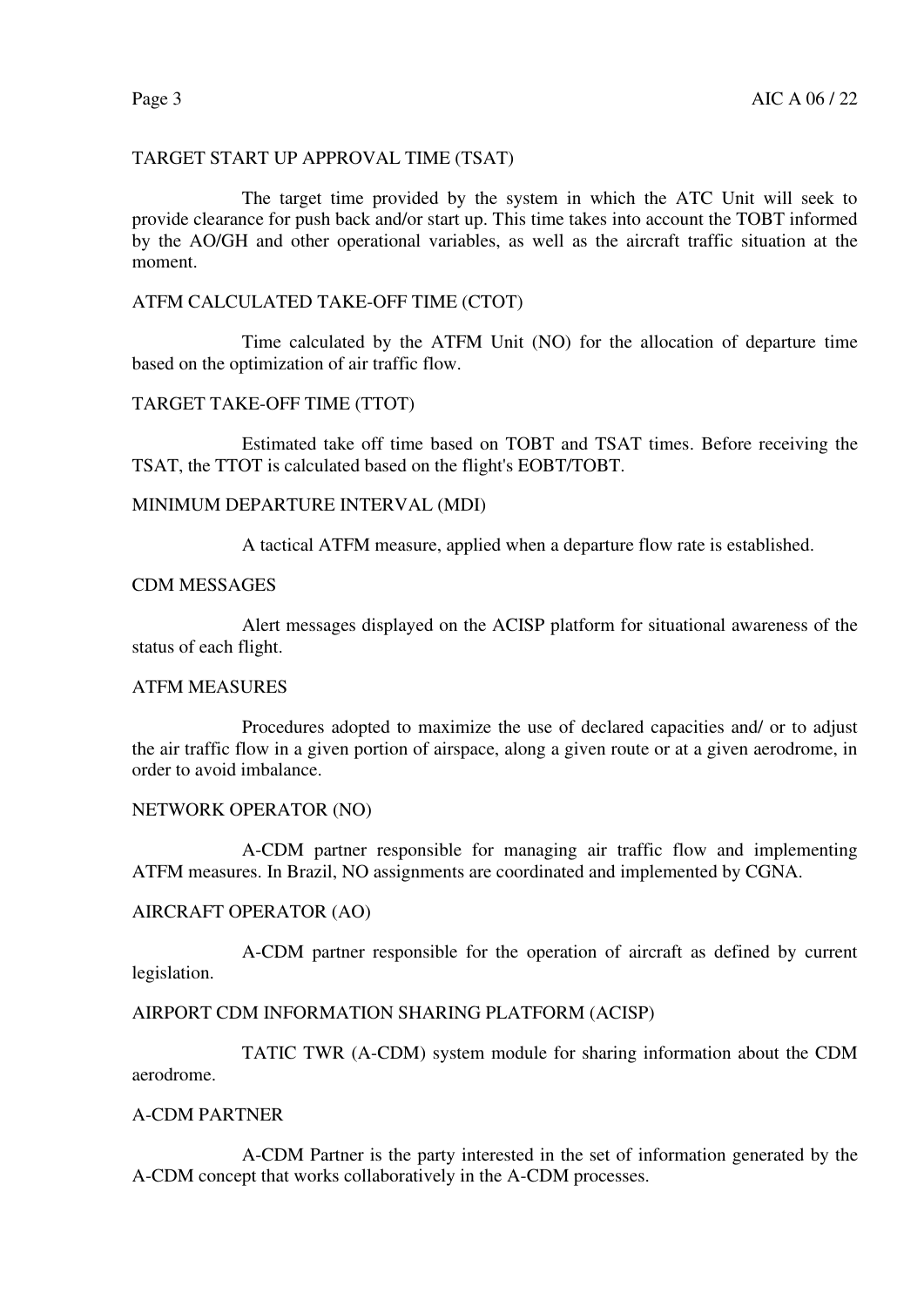TARGET START UP APPROVAL TIME (TSAT)

The target time provided by the system in which the ATC Unit will seek to provide clearance for push back and/or start up. This time takes into account the TOBT informed by the AO/GH and other operational variables, as well as the aircraft traffic situation at the moment.

ATFM CALCULATED TAKE-OFF TIME (CTOT)

Time calculated by the ATFM Unit (NO) for the allocation of departure time based on the optimization of air traffic flow.

TARGET TAKE-OFF TIME (TTOT)

Estimated take off time based on TOBT and TSAT times. Before receiving the TSAT, the TTOT is calculated based on the flight's EOBT/TOBT.

MINIMUM DEPARTURE INTERVAL (MDI)

A tactical ATFM measure, applied when a departure flow rate is established.

CDM MESSAGES

Alert messages displayed on the ACISP platform for situational awareness of the status of each flight.

ATFM MEASURES

Procedures adopted to maximize the use of declared capacities and/ or to adjust the air traffic flow in a given portion of airspace, along a given route or at a given aerodrome, in order to avoid imbalance.

NETWORK OPERATOR (NO)

A-CDM partner responsible for managing air traffic flow and implementing ATFM measures. In Brazil, NO assignments are coordinated and implemented by CGNA.

AIRCRAFT OPERATOR (AO)

A-CDM partner responsible for the operation of aircraft as defined by current legislation.

AIRPORT CDM INFORMATION SHARING PLATFORM (ACISP)

TATIC TWR (A-CDM) system module for sharing information about the CDM aerodrome.

A-CDM PARTNER

A-CDM Partner is the party interested in the set of information generated by the A-CDM concept that works collaboratively in the A-CDM processes.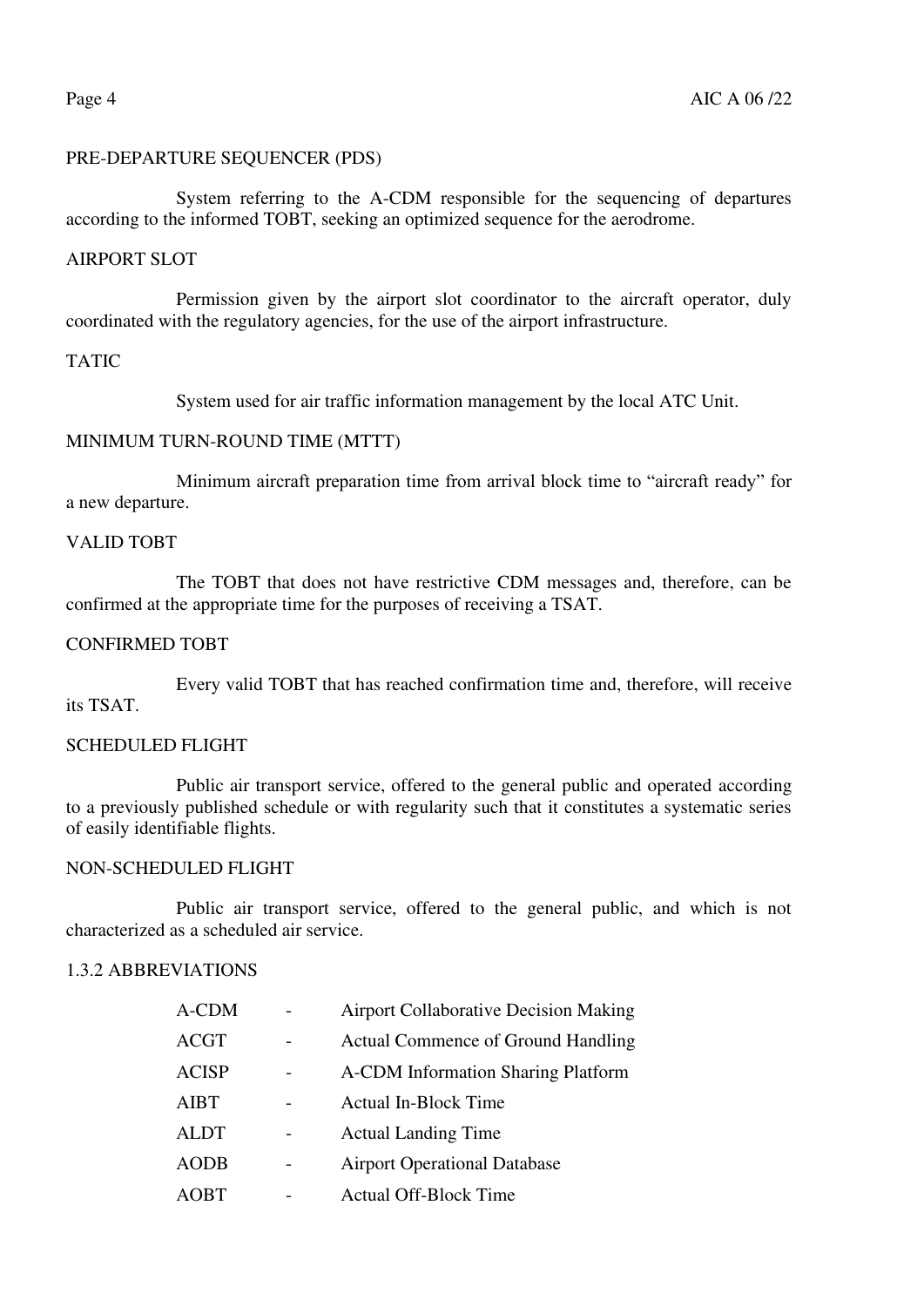PRE-DEPARTURE SEQUENCER (PDS)

System referring to the A-CDM responsible for the sequencing of departures according to the informed TOBT, seeking an optimized sequence for the aerodrome.

AIRPORT SLOT

Permission given by the airport slot coordinator to the aircraft operator, duly coordinated with the regulatory agencies, for the use of the airport infrastructure.

TATIC

System used for air traffic information management by the local ATC Unit.

MINIMUM TURN-ROUND TIME (MTTT)

Minimum aircraft preparation time from arrival block time to "aircraft ready" for a new departure.

VALID TOBT

The TOBT that does not have restrictive CDM messages and, therefore, can be confirmed at the appropriate time for the purposes of receiving a TSAT.

CONFIRMED TOBT

Every valid TOBT that has reached confirmation time and, therefore, will receive its TSAT.

SCHEDULED FLIGHT

Public air transport service, offered to the general public and operated according to a previously published schedule or with regularity such that it constitutes a systematic series of easily identifiable flights.

NON-SCHEDULED FLIGHT

Public air transport service, offered to the general public, and which is not characterized as a scheduled air service.

1.3.2 ABBREVIATIONS

| | | |
|---|---|---|
| A-CDM | - | Airport Collaborative Decision Making |
| ACGT | - | Actual Commence of Ground Handling |
| ACISP | - | A-CDM Information Sharing Platform |
| AIBT | - | Actual In-Block Time |
| ALDT | - | Actual Landing Time |
| AODB | - | Airport Operational Database |
| AOBT | - | Actual Off-Block Time |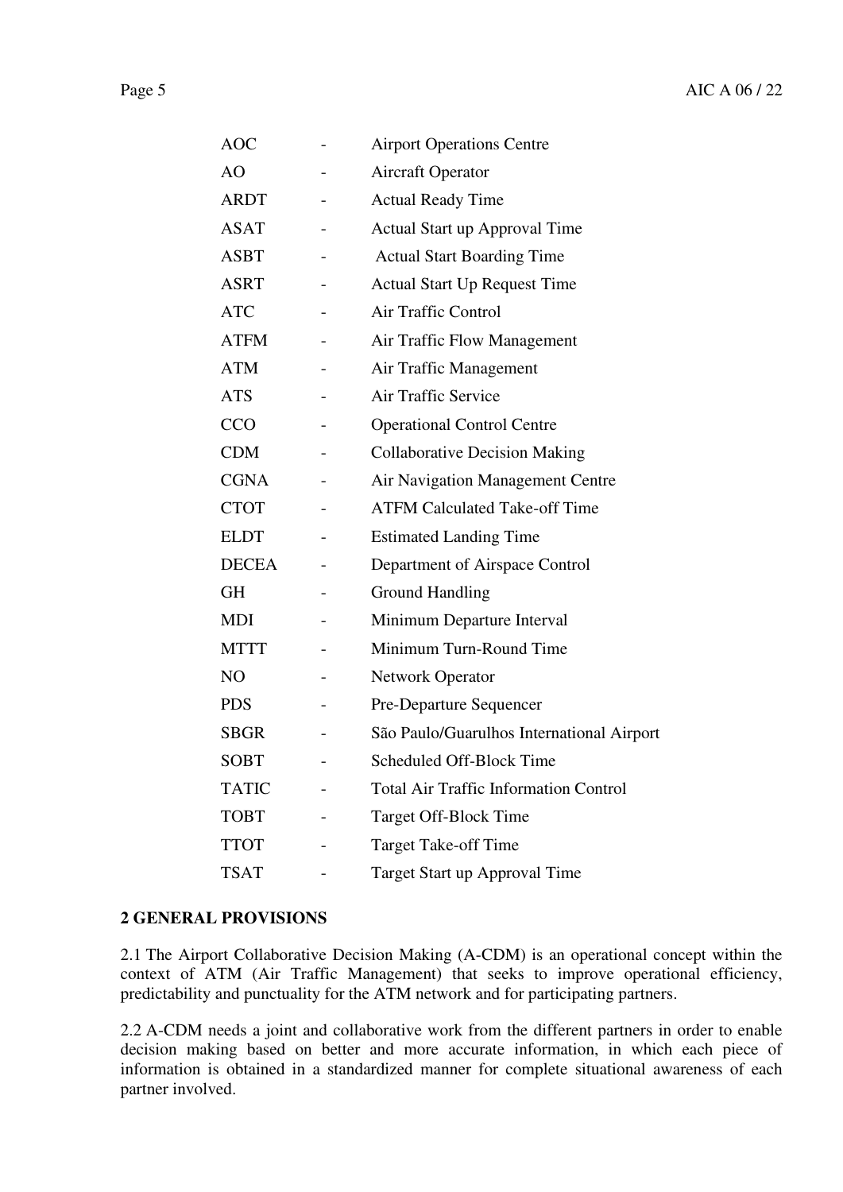| | | |
|---|---|---|
| AOC | - | Airport Operations Centre |
| AO | - | Aircraft Operator |
| ARDT | - | Actual Ready Time |
| ASAT | - | Actual Start up Approval Time |
| ASBT | - | Actual Start Boarding Time |
| ASRT | - | Actual Start Up Request Time |
| ATC | - | Air Traffic Control |
| ATFM | - | Air Traffic Flow Management |
| ATM | - | Air Traffic Management |
| ATS | - | Air Traffic Service |
| CCO | - | Operational Control Centre |
| CDM | - | Collaborative Decision Making |
| CGNA | - | Air Navigation Management Centre |
| CTOT | - | ATFM Calculated Take-off Time |
| ELDT | - | Estimated Landing Time |
| DECEA | - | Department of Airspace Control |
| GH | - | Ground Handling |
| MDI | - | Minimum Departure Interval |
| MTTT | - | Minimum Turn-Round Time |
| NO | - | Network Operator |
| PDS | - | Pre-Departure Sequencer |
| SBGR | - | São Paulo/Guarulhos International Airport |
| SOBT | - | Scheduled Off-Block Time |
| TATIC | - | Total Air Traffic Information Control |
| TOBT | - | Target Off-Block Time |
| TTOT | - | Target Take-off Time |
| TSAT | - | Target Start up Approval Time |

## 2 GENERAL PROVISIONS

2.1 The Airport Collaborative Decision Making (A-CDM) is an operational concept within the context of ATM (Air Traffic Management) that seeks to improve operational efficiency, predictability and punctuality for the ATM network and for participating partners.

2.2 A-CDM needs a joint and collaborative work from the different partners in order to enable decision making based on better and more accurate information, in which each piece of information is obtained in a standardized manner for complete situational awareness of each partner involved.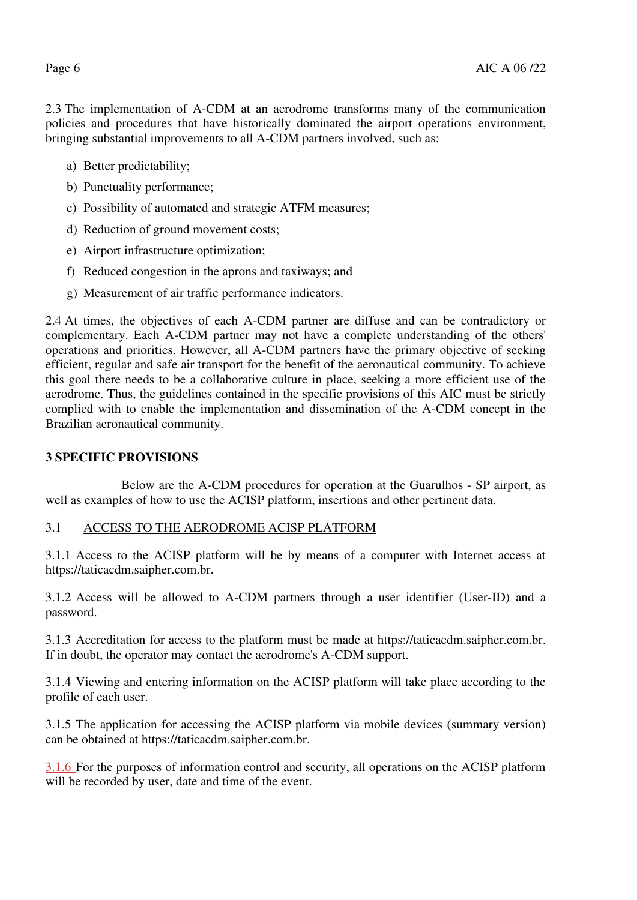2.3 The implementation of A-CDM at an aerodrome transforms many of the communication policies and procedures that have historically dominated the airport operations environment, bringing substantial improvements to all A-CDM partners involved, such as:

a) Better predictability;

b) Punctuality performance;

c) Possibility of automated and strategic ATFM measures;

d) Reduction of ground movement costs;

e) Airport infrastructure optimization;

f) Reduced congestion in the aprons and taxiways; and

g) Measurement of air traffic performance indicators.

2.4 At times, the objectives of each A-CDM partner are diffuse and can be contradictory or complementary. Each A-CDM partner may not have a complete understanding of the others' operations and priorities. However, all A-CDM partners have the primary objective of seeking efficient, regular and safe air transport for the benefit of the aeronautical community. To achieve this goal there needs to be a collaborative culture in place, seeking a more efficient use of the aerodrome. Thus, the guidelines contained in the specific provisions of this AIC must be strictly complied with to enable the implementation and dissemination of the A-CDM concept in the Brazilian aeronautical community.

## 3 SPECIFIC PROVISIONS

Below are the A-CDM procedures for operation at the Guarulhos - SP airport, as well as examples of how to use the ACISP platform, insertions and other pertinent data.

### 3.1 ACCESS TO THE AERODROME ACISP PLATFORM

3.1.1 Access to the ACISP platform will be by means of a computer with Internet access at https://taticacdm.saipher.com.br.

3.1.2 Access will be allowed to A-CDM partners through a user identifier (User-ID) and a password.

3.1.3 Accreditation for access to the platform must be made at https://taticacdm.saipher.com.br. If in doubt, the operator may contact the aerodrome's A-CDM support.

3.1.4 Viewing and entering information on the ACISP platform will take place according to the profile of each user.

3.1.5 The application for accessing the ACISP platform via mobile devices (summary version) can be obtained at https://taticacdm.saipher.com.br.

3.1.6 For the purposes of information control and security, all operations on the ACISP platform will be recorded by user, date and time of the event.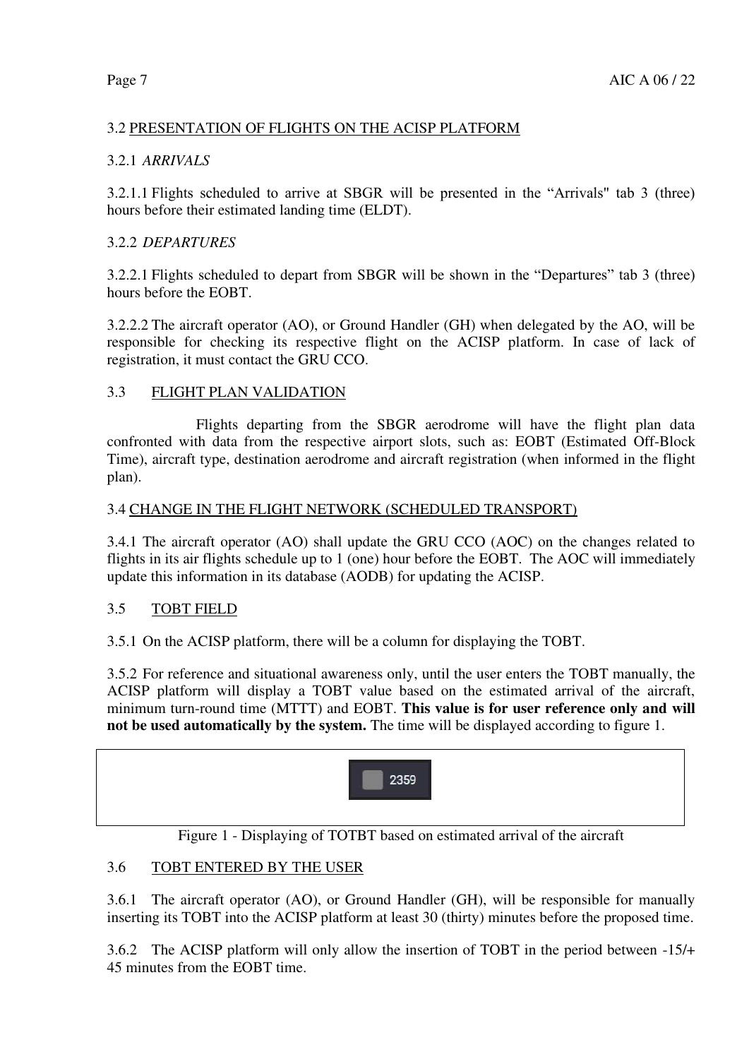### 3.2 PRESENTATION OF FLIGHTS ON THE ACISP PLATFORM

#### 3.2.1 *ARRIVALS*

3.2.1.1 Flights scheduled to arrive at SBGR will be presented in the “Arrivals" tab 3 (three) hours before their estimated landing time (ELDT).

#### 3.2.2 *DEPARTURES*

3.2.2.1 Flights scheduled to depart from SBGR will be shown in the “Departures” tab 3 (three) hours before the EOBT.

3.2.2.2 The aircraft operator (AO), or Ground Handler (GH) when delegated by the AO, will be responsible for checking its respective flight on the ACISP platform. In case of lack of registration, it must contact the GRU CCO.

### 3.3 FLIGHT PLAN VALIDATION

Flights departing from the SBGR aerodrome will have the flight plan data confronted with data from the respective airport slots, such as: EOBT (Estimated Off-Block Time), aircraft type, destination aerodrome and aircraft registration (when informed in the flight plan).

### 3.4 CHANGE IN THE FLIGHT NETWORK (SCHEDULED TRANSPORT)

3.4.1 The aircraft operator (AO) shall update the GRU CCO (AOC) on the changes related to flights in its air flights schedule up to 1 (one) hour before the EOBT. The AOC will immediately update this information in its database (AODB) for updating the ACISP.

### 3.5 TOBT FIELD

3.5.1 On the ACISP platform, there will be a column for displaying the TOBT.

3.5.2 For reference and situational awareness only, until the user enters the TOBT manually, the ACISP platform will display a TOBT value based on the estimated arrival of the aircraft, minimum turn-round time (MTTT) and EOBT. **This value is for user reference only and will not be used automatically by the system.** The time will be displayed according to figure 1.

2359

Figure 1 - Displaying of TOTBT based on estimated arrival of the aircraft

### 3.6 TOBT ENTERED BY THE USER

3.6.1 The aircraft operator (AO), or Ground Handler (GH), will be responsible for manually inserting its TOBT into the ACISP platform at least 30 (thirty) minutes before the proposed time.

3.6.2 The ACISP platform will only allow the insertion of TOBT in the period between -15/+ 45 minutes from the EOBT time.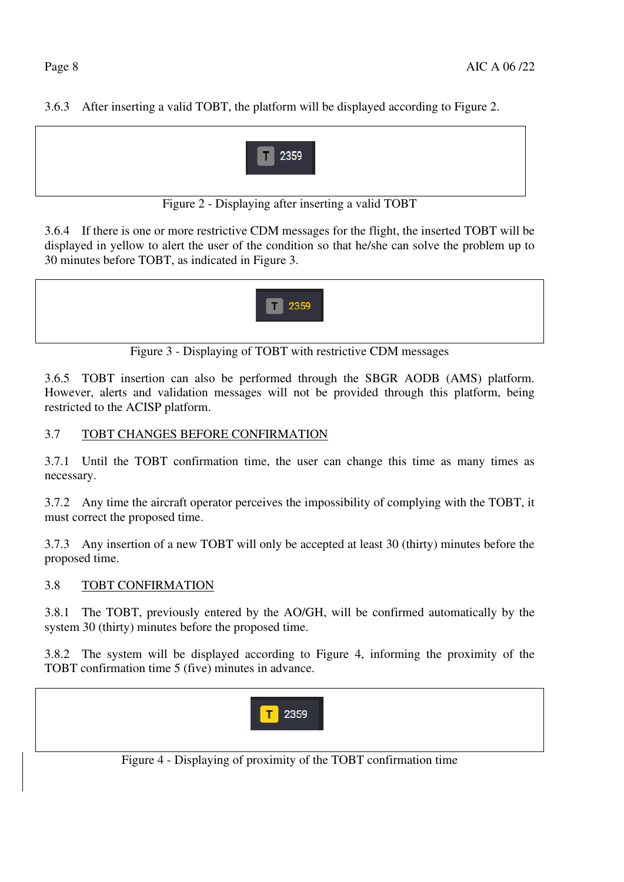3.6.3 After inserting a valid TOBT, the platform will be displayed according to Figure 2.

Figure 2 - Displaying after inserting a valid TOBT

3.6.4 If there is one or more restrictive CDM messages for the flight, the inserted TOBT will be displayed in yellow to alert the user of the condition so that he/she can solve the problem up to 30 minutes before TOBT, as indicated in Figure 3.

Figure 3 - Displaying of TOBT with restrictive CDM messages

3.6.5 TOBT insertion can also be performed through the SBGR AODB (AMS) platform. However, alerts and validation messages will not be provided through this platform, being restricted to the ACISP platform.

## 3.7 TOBT CHANGES BEFORE CONFIRMATION

3.7.1 Until the TOBT confirmation time, the user can change this time as many times as necessary.

3.7.2 Any time the aircraft operator perceives the impossibility of complying with the TOBT, it must correct the proposed time.

3.7.3 Any insertion of a new TOBT will only be accepted at least 30 (thirty) minutes before the proposed time.

## 3.8 TOBT CONFIRMATION

3.8.1 The TOBT, previously entered by the AO/GH, will be confirmed automatically by the system 30 (thirty) minutes before the proposed time.

3.8.2 The system will be displayed according to Figure 4, informing the proximity of the TOBT confirmation time 5 (five) minutes in advance.

Figure 4 - Displaying of proximity of the TOBT confirmation time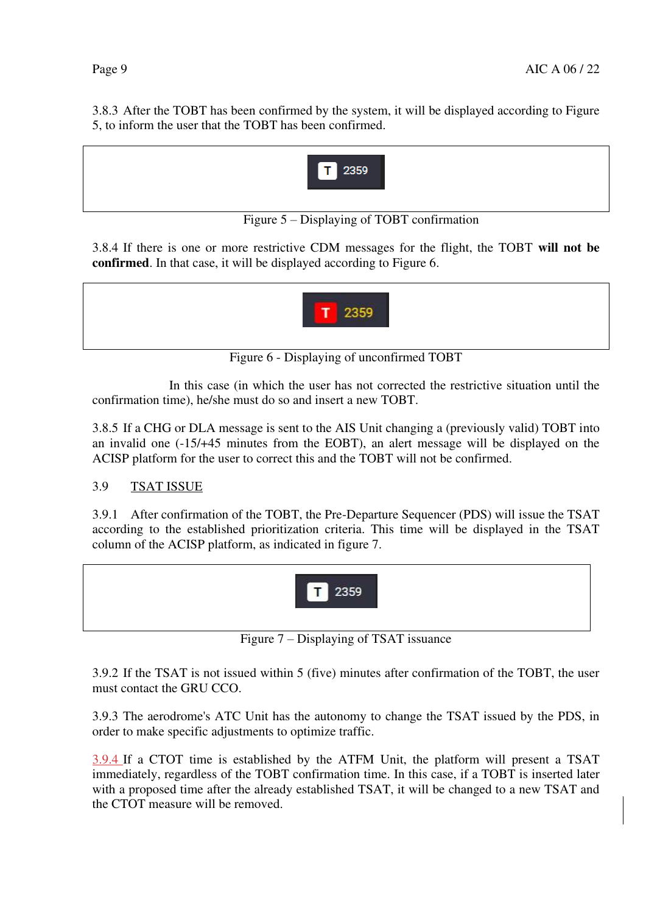3.8.3 After the TOBT has been confirmed by the system, it will be displayed according to Figure 5, to inform the user that the TOBT has been confirmed.

T 2359

Figure 5 – Displaying of TOBT confirmation

3.8.4 If there is one or more restrictive CDM messages for the flight, the TOBT **will not be confirmed**. In that case, it will be displayed according to Figure 6.

T 2359

Figure 6 - Displaying of unconfirmed TOBT

In this case (in which the user has not corrected the restrictive situation until the confirmation time), he/she must do so and insert a new TOBT.

3.8.5 If a CHG or DLA message is sent to the AIS Unit changing a (previously valid) TOBT into an invalid one (-15/+45 minutes from the EOBT), an alert message will be displayed on the ACISP platform for the user to correct this and the TOBT will not be confirmed.

## 3.9 TSAT ISSUE

3.9.1 After confirmation of the TOBT, the Pre-Departure Sequencer (PDS) will issue the TSAT according to the established prioritization criteria. This time will be displayed in the TSAT column of the ACISP platform, as indicated in figure 7.

T 2359

Figure 7 – Displaying of TSAT issuance

3.9.2 If the TSAT is not issued within 5 (five) minutes after confirmation of the TOBT, the user must contact the GRU CCO.

3.9.3 The aerodrome's ATC Unit has the autonomy to change the TSAT issued by the PDS, in order to make specific adjustments to optimize traffic.

3.9.4 If a CTOT time is established by the ATFM Unit, the platform will present a TSAT immediately, regardless of the TOBT confirmation time. In this case, if a TOBT is inserted later with a proposed time after the already established TSAT, it will be changed to a new TSAT and the CTOT measure will be removed.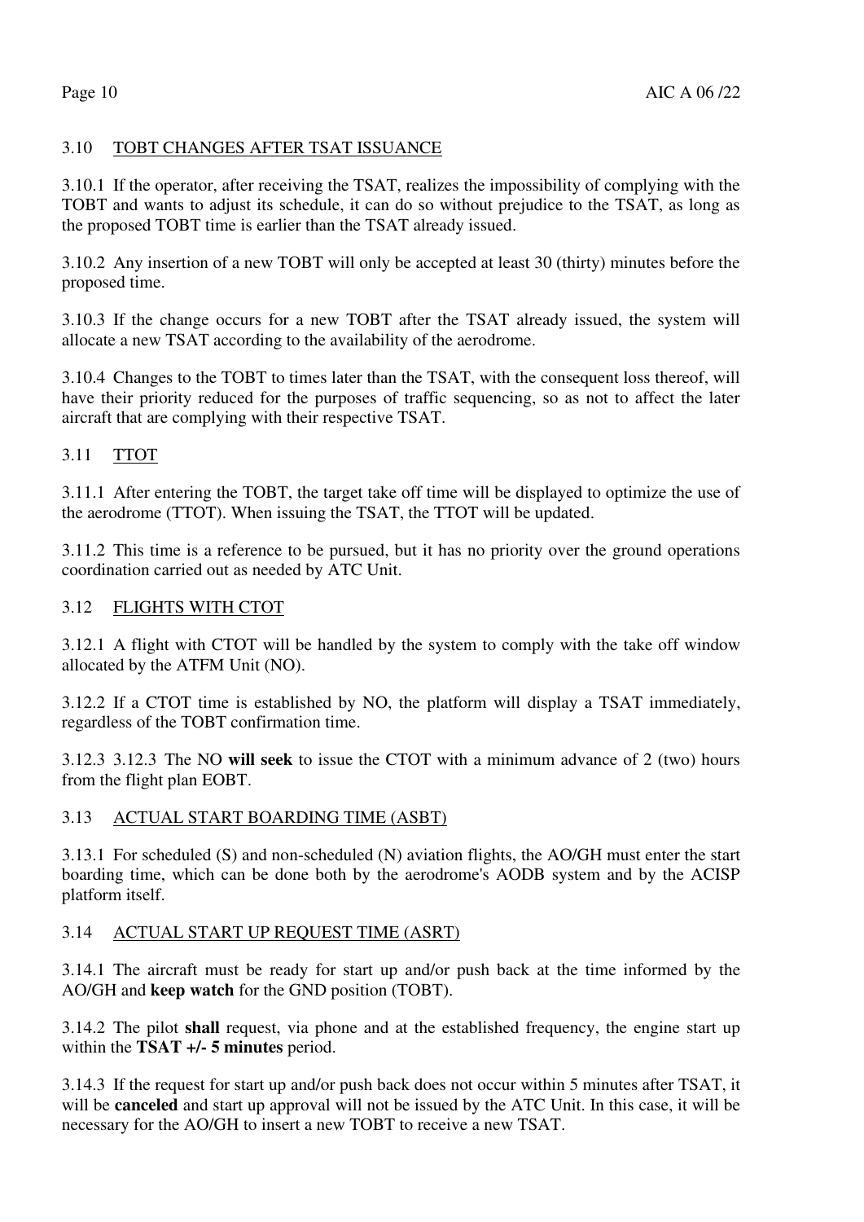## 3.10 TOBT CHANGES AFTER TSAT ISSUANCE

3.10.1 If the operator, after receiving the TSAT, realizes the impossibility of complying with the TOBT and wants to adjust its schedule, it can do so without prejudice to the TSAT, as long as the proposed TOBT time is earlier than the TSAT already issued.

3.10.2 Any insertion of a new TOBT will only be accepted at least 30 (thirty) minutes before the proposed time.

3.10.3 If the change occurs for a new TOBT after the TSAT already issued, the system will allocate a new TSAT according to the availability of the aerodrome.

3.10.4 Changes to the TOBT to times later than the TSAT, with the consequent loss thereof, will have their priority reduced for the purposes of traffic sequencing, so as not to affect the later aircraft that are complying with their respective TSAT.

## 3.11 TTOT

3.11.1 After entering the TOBT, the target take off time will be displayed to optimize the use of the aerodrome (TTOT). When issuing the TSAT, the TTOT will be updated.

3.11.2 This time is a reference to be pursued, but it has no priority over the ground operations coordination carried out as needed by ATC Unit.

## 3.12 FLIGHTS WITH CTOT

3.12.1 A flight with CTOT will be handled by the system to comply with the take off window allocated by the ATFM Unit (NO).

3.12.2 If a CTOT time is established by NO, the platform will display a TSAT immediately, regardless of the TOBT confirmation time.

3.12.3 3.12.3 The NO **will seek** to issue the CTOT with a minimum advance of 2 (two) hours from the flight plan EOBT.

## 3.13 ACTUAL START BOARDING TIME (ASBT)

3.13.1 For scheduled (S) and non-scheduled (N) aviation flights, the AO/GH must enter the start boarding time, which can be done both by the aerodrome's AODB system and by the ACISP platform itself.

## 3.14 ACTUAL START UP REQUEST TIME (ASRT)

3.14.1 The aircraft must be ready for start up and/or push back at the time informed by the AO/GH and **keep watch** for the GND position (TOBT).

3.14.2 The pilot **shall** request, via phone and at the established frequency, the engine start up within the **TSAT +/- 5 minutes** period.

3.14.3 If the request for start up and/or push back does not occur within 5 minutes after TSAT, it will be **canceled** and start up approval will not be issued by the ATC Unit. In this case, it will be necessary for the AO/GH to insert a new TOBT to receive a new TSAT.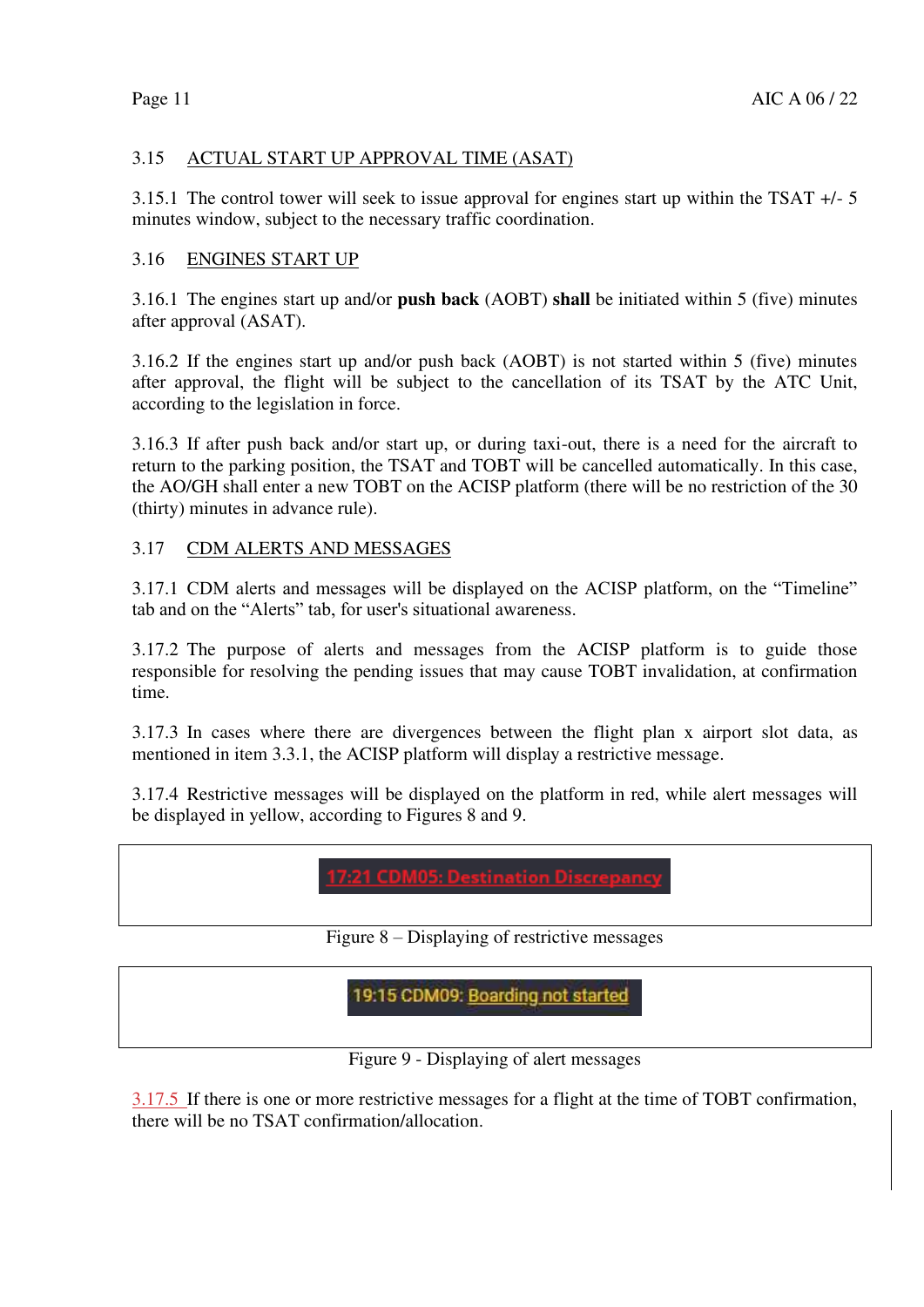## 3.15 ACTUAL START UP APPROVAL TIME (ASAT)

3.15.1 The control tower will seek to issue approval for engines start up within the TSAT +/- 5 minutes window, subject to the necessary traffic coordination.

## 3.16 ENGINES START UP

3.16.1 The engines start up and/or **push back** (AOBT) **shall** be initiated within 5 (five) minutes after approval (ASAT).

3.16.2 If the engines start up and/or push back (AOBT) is not started within 5 (five) minutes after approval, the flight will be subject to the cancellation of its TSAT by the ATC Unit, according to the legislation in force.

3.16.3 If after push back and/or start up, or during taxi-out, there is a need for the aircraft to return to the parking position, the TSAT and TOBT will be cancelled automatically. In this case, the AO/GH shall enter a new TOBT on the ACISP platform (there will be no restriction of the 30 (thirty) minutes in advance rule).

## 3.17 CDM ALERTS AND MESSAGES

3.17.1 CDM alerts and messages will be displayed on the ACISP platform, on the "Timeline" tab and on the "Alerts" tab, for user's situational awareness.

3.17.2 The purpose of alerts and messages from the ACISP platform is to guide those responsible for resolving the pending issues that may cause TOBT invalidation, at confirmation time.

3.17.3 In cases where there are divergences between the flight plan x airport slot data, as mentioned in item 3.3.1, the ACISP platform will display a restrictive message.

3.17.4 Restrictive messages will be displayed on the platform in red, while alert messages will be displayed in yellow, according to Figures 8 and 9.

17:21 CDM05: Destination Discrepancy

Figure 8 – Displaying of restrictive messages

19:15 CDM09: Boarding not started

Figure 9 - Displaying of alert messages

3.17.5 If there is one or more restrictive messages for a flight at the time of TOBT confirmation, there will be no TSAT confirmation/allocation.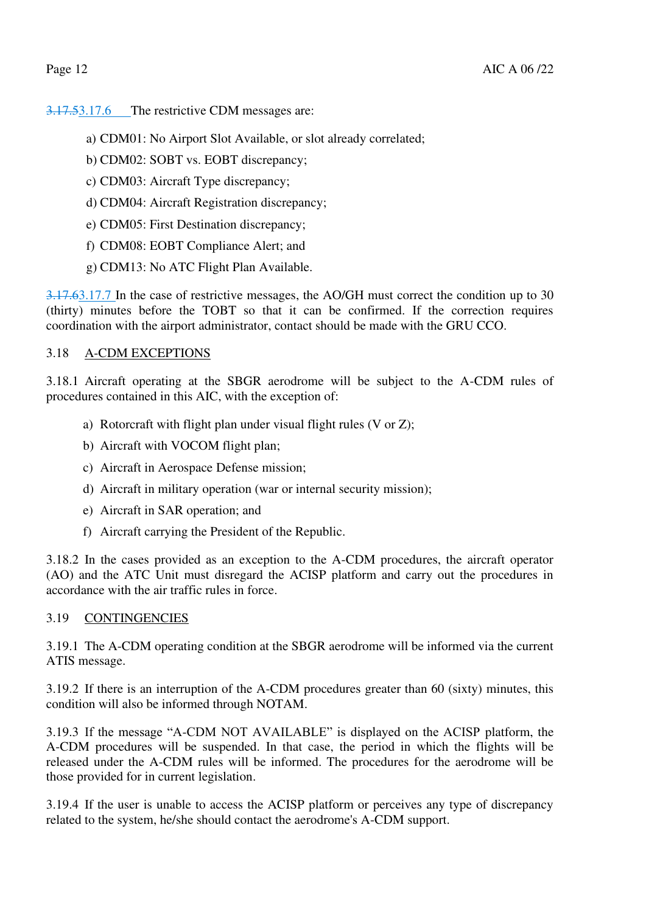~~3.17.5~~3.17.6 The restrictive CDM messages are:

a) CDM01: No Airport Slot Available, or slot already correlated;

b) CDM02: SOBT vs. EOBT discrepancy;

c) CDM03: Aircraft Type discrepancy;

d) CDM04: Aircraft Registration discrepancy;

e) CDM05: First Destination discrepancy;

f) CDM08: EOBT Compliance Alert; and

g) CDM13: No ATC Flight Plan Available.

~~3.17.6~~3.17.7 In the case of restrictive messages, the AO/GH must correct the condition up to 30 (thirty) minutes before the TOBT so that it can be confirmed. If the correction requires coordination with the airport administrator, contact should be made with the GRU CCO.

3.18 A-CDM EXCEPTIONS

3.18.1 Aircraft operating at the SBGR aerodrome will be subject to the A-CDM rules of procedures contained in this AIC, with the exception of:

a) Rotorcraft with flight plan under visual flight rules (V or Z);

b) Aircraft with VOCOM flight plan;

c) Aircraft in Aerospace Defense mission;

d) Aircraft in military operation (war or internal security mission);

e) Aircraft in SAR operation; and

f) Aircraft carrying the President of the Republic.

3.18.2 In the cases provided as an exception to the A-CDM procedures, the aircraft operator (AO) and the ATC Unit must disregard the ACISP platform and carry out the procedures in accordance with the air traffic rules in force.

3.19 CONTINGENCIES

3.19.1 The A-CDM operating condition at the SBGR aerodrome will be informed via the current ATIS message.

3.19.2 If there is an interruption of the A-CDM procedures greater than 60 (sixty) minutes, this condition will also be informed through NOTAM.

3.19.3 If the message “A-CDM NOT AVAILABLE” is displayed on the ACISP platform, the A-CDM procedures will be suspended. In that case, the period in which the flights will be released under the A-CDM rules will be informed. The procedures for the aerodrome will be those provided for in current legislation.

3.19.4 If the user is unable to access the ACISP platform or perceives any type of discrepancy related to the system, he/she should contact the aerodrome's A-CDM support.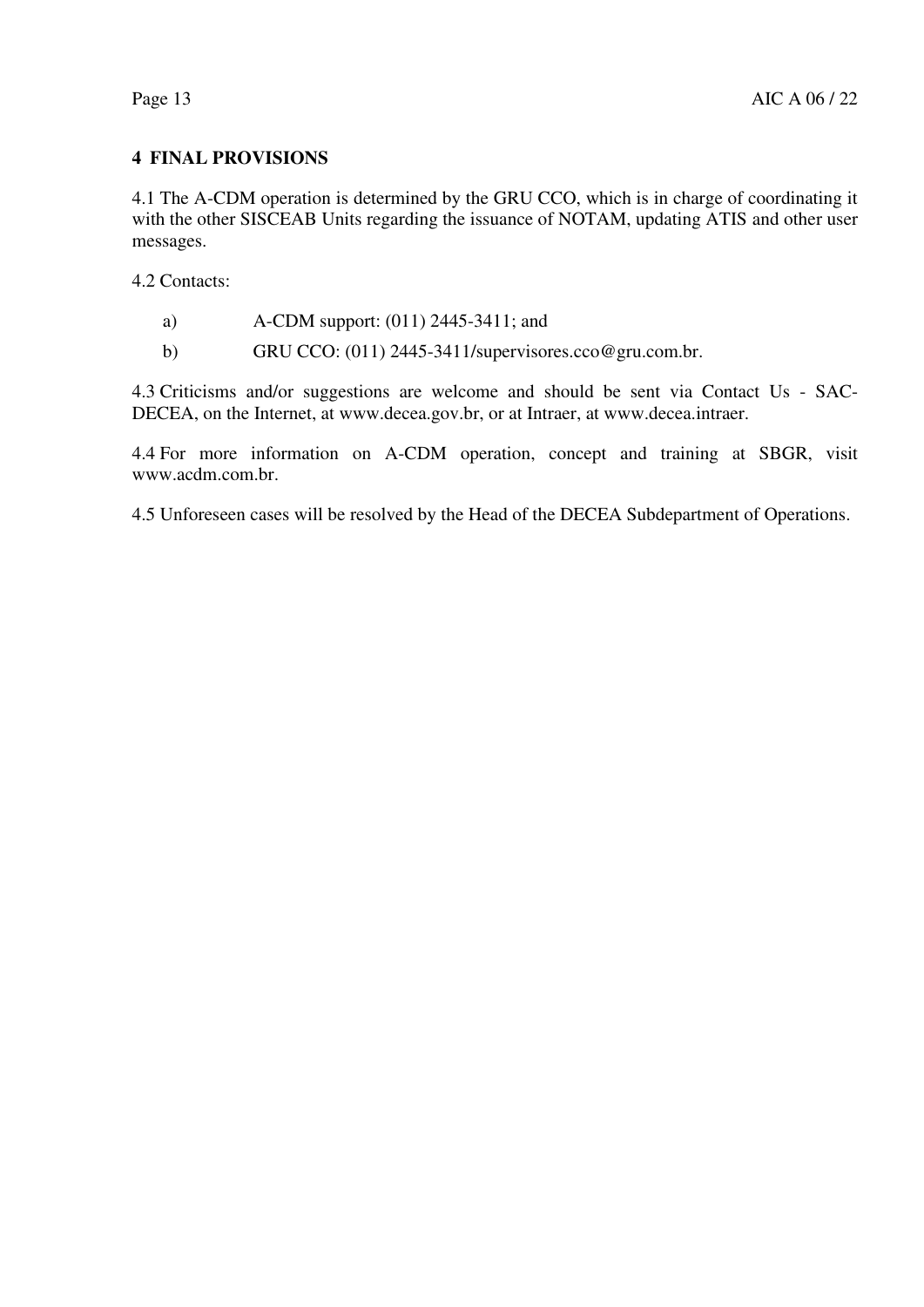## 4 FINAL PROVISIONS

4.1 The A-CDM operation is determined by the GRU CCO, which is in charge of coordinating it with the other SISCEAB Units regarding the issuance of NOTAM, updating ATIS and other user messages.

4.2 Contacts:

a) A-CDM support: (011) 2445-3411; and

b) GRU CCO: (011) 2445-3411/supervisores.cco@gru.com.br.

4.3 Criticisms and/or suggestions are welcome and should be sent via Contact Us - SAC-DECEA, on the Internet, at www.decea.gov.br, or at Intraer, at www.decea.intraer.

4.4 For more information on A-CDM operation, concept and training at SBGR, visit www.acdm.com.br.

4.5 Unforeseen cases will be resolved by the Head of the DECEA Subdepartment of Operations.